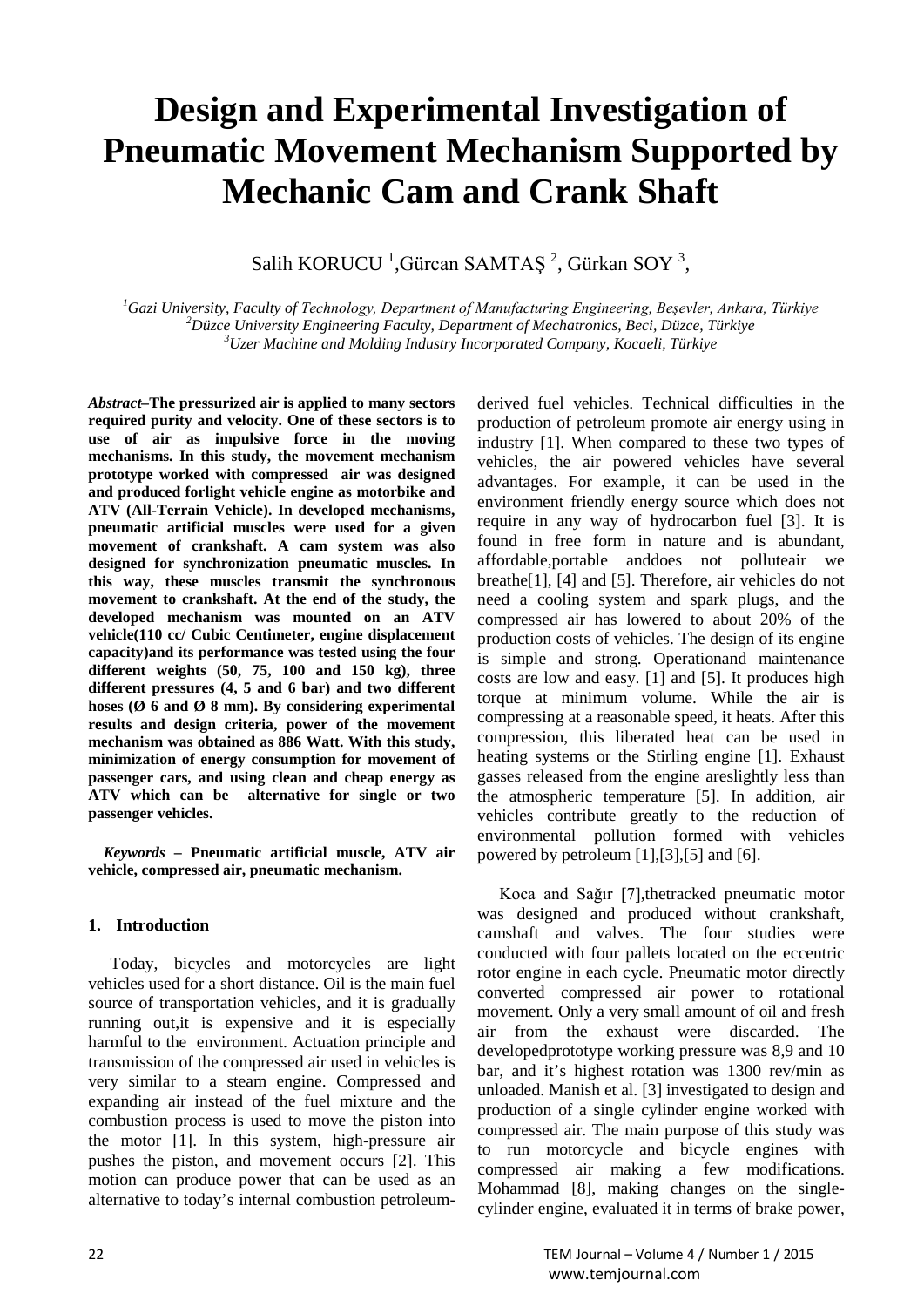# Design and Experimental Investigation of Pneumatic Movement Mechanism Supported by Mechanic Cam and Crank Shaft

Salih KORUCU [1], Gürcan SAMTAŞ [2], Gürkan SOY [3],

[1]*Gazi University, Faculty of Technology, Department of Manufacturing Engineering, Beşevler, Ankara, Türkiye*
[2]*Düzce University Engineering Faculty, Department of Mechatronics, Beci, Düzce, Türkiye*
[3]*Uzer Machine and Molding Industry Incorporated Company, Kocaeli, Türkiye*

***Abstract*–The pressurized air is applied to many sectors required purity and velocity. One of these sectors is to use of air as impulsive force in the moving mechanisms. In this study, the movement mechanism prototype worked with compressed air was designed and produced forlight vehicle engine as motorbike and ATV (All-Terrain Vehicle). In developed mechanisms, pneumatic artificial muscles were used for a given movement of crankshaft. A cam system was also designed for synchronization pneumatic muscles. In this way, these muscles transmit the synchronous movement to crankshaft. At the end of the study, the developed mechanism was mounted on an ATV vehicle(110 cc/ Cubic Centimeter, engine displacement capacity)and its performance was tested using the four different weights (50, 75, 100 and 150 kg), three different pressures (4, 5 and 6 bar) and two different hoses (Ø 6 and Ø 8 mm). By considering experimental results and design criteria, power of the movement mechanism was obtained as 886 Watt. With this study, minimization of energy consumption for movement of passenger cars, and using clean and cheap energy as ATV which can be alternative for single or two passenger vehicles.**

***Keywords* – Pneumatic artificial muscle, ATV air vehicle, compressed air, pneumatic mechanism.**

## 1. Introduction

Today, bicycles and motorcycles are light vehicles used for a short distance. Oil is the main fuel source of transportation vehicles, and it is gradually running out,it is expensive and it is especially harmful to the environment. Actuation principle and transmission of the compressed air used in vehicles is very similar to a steam engine. Compressed and expanding air instead of the fuel mixture and the combustion process is used to move the piston into the motor [1]. In this system, high-pressure air pushes the piston, and movement occurs [2]. This motion can produce power that can be used as an alternative to today's internal combustion petroleum-derived fuel vehicles. Technical difficulties in the production of petroleum promote air energy using in industry [1]. When compared to these two types of vehicles, the air powered vehicles have several advantages. For example, it can be used in the environment friendly energy source which does not require in any way of hydrocarbon fuel [3]. It is found in free form in nature and is abundant, affordable,portable anddoes not polluteair we breathe[1], [4] and [5]. Therefore, air vehicles do not need a cooling system and spark plugs, and the compressed air has lowered to about 20% of the production costs of vehicles. The design of its engine is simple and strong. Operationand maintenance costs are low and easy. [1] and [5]. It produces high torque at minimum volume. While the air is compressing at a reasonable speed, it heats. After this compression, this liberated heat can be used in heating systems or the Stirling engine [1]. Exhaust gasses released from the engine areslightly less than the atmospheric temperature [5]. In addition, air vehicles contribute greatly to the reduction of environmental pollution formed with vehicles powered by petroleum [1],[3],[5] and [6].

Koca and Sağır [7],thetracked pneumatic motor was designed and produced without crankshaft, camshaft and valves. The four studies were conducted with four pallets located on the eccentric rotor engine in each cycle. Pneumatic motor directly converted compressed air power to rotational movement. Only a very small amount of oil and fresh air from the exhaust were discarded. The developedprototype working pressure was 8,9 and 10 bar, and it's highest rotation was 1300 rev/min as unloaded. Manish et al. [3] investigated to design and production of a single cylinder engine worked with compressed air. The main purpose of this study was to run motorcycle and bicycle engines with compressed air making a few modifications. Mohammad [8], making changes on the single-cylinder engine, evaluated it in terms of brake power,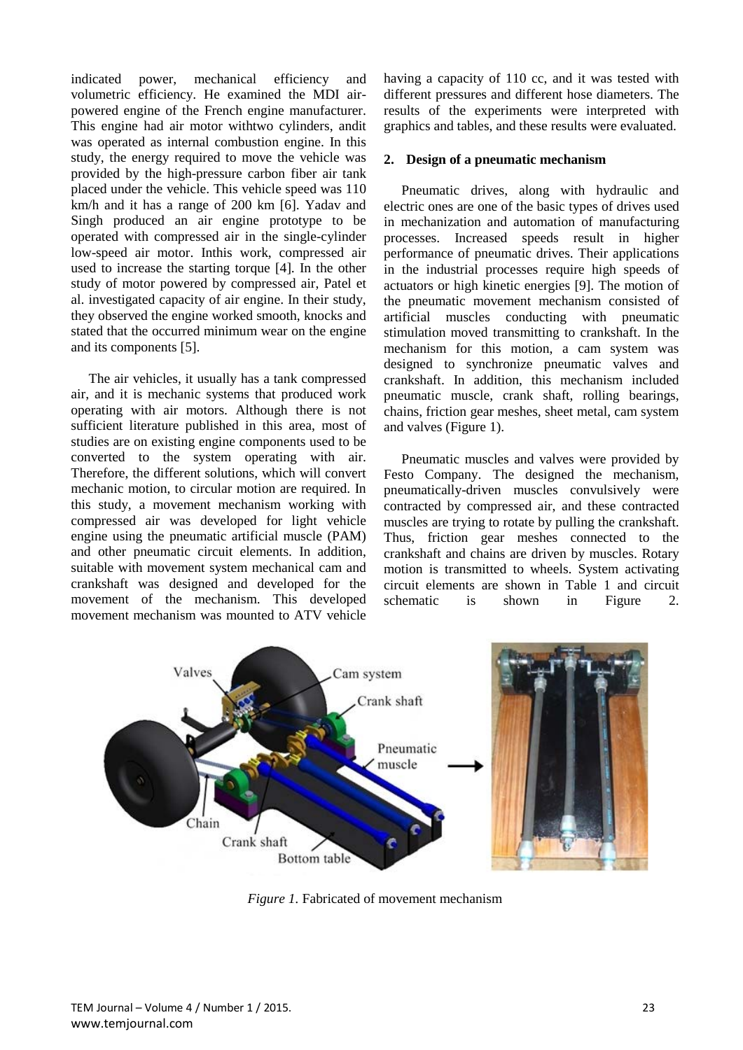indicated power, mechanical efficiency and volumetric efficiency. He examined the MDI air-powered engine of the French engine manufacturer. This engine had air motor withtwo cylinders, andit was operated as internal combustion engine. In this study, the energy required to move the vehicle was provided by the high-pressure carbon fiber air tank placed under the vehicle. This vehicle speed was 110 km/h and it has a range of 200 km [6]. Yadav and Singh produced an air engine prototype to be operated with compressed air in the single-cylinder low-speed air motor. Inthis work, compressed air used to increase the starting torque [4]. In the other study of motor powered by compressed air, Patel et al. investigated capacity of air engine. In their study, they observed the engine worked smooth, knocks and stated that the occurred minimum wear on the engine and its components [5].

The air vehicles, it usually has a tank compressed air, and it is mechanic systems that produced work operating with air motors. Although there is not sufficient literature published in this area, most of studies are on existing engine components used to be converted to the system operating with air. Therefore, the different solutions, which will convert mechanic motion, to circular motion are required. In this study, a movement mechanism working with compressed air was developed for light vehicle engine using the pneumatic artificial muscle (PAM) and other pneumatic circuit elements. In addition, suitable with movement system mechanical cam and crankshaft was designed and developed for the movement of the mechanism. This developed movement mechanism was mounted to ATV vehicle having a capacity of 110 cc, and it was tested with different pressures and different hose diameters. The results of the experiments were interpreted with graphics and tables, and these results were evaluated.

## 2. Design of a pneumatic mechanism

Pneumatic drives, along with hydraulic and electric ones are one of the basic types of drives used in mechanization and automation of manufacturing processes. Increased speeds result in higher performance of pneumatic drives. Their applications in the industrial processes require high speeds of actuators or high kinetic energies [9]. The motion of the pneumatic movement mechanism consisted of artificial muscles conducting with pneumatic stimulation moved transmitting to crankshaft. In the mechanism for this motion, a cam system was designed to synchronize pneumatic valves and crankshaft. In addition, this mechanism included pneumatic muscle, crank shaft, rolling bearings, chains, friction gear meshes, sheet metal, cam system and valves (Figure 1).

Pneumatic muscles and valves were provided by Festo Company. The designed the mechanism, pneumatically-driven muscles convulsively were contracted by compressed air, and these contracted muscles are trying to rotate by pulling the crankshaft. Thus, friction gear meshes connected to the crankshaft and chains are driven by muscles. Rotary motion is transmitted to wheels. System activating circuit elements are shown in Table 1 and circuit schematic is shown in Figure 2.

*Figure 1.* Fabricated of movement mechanism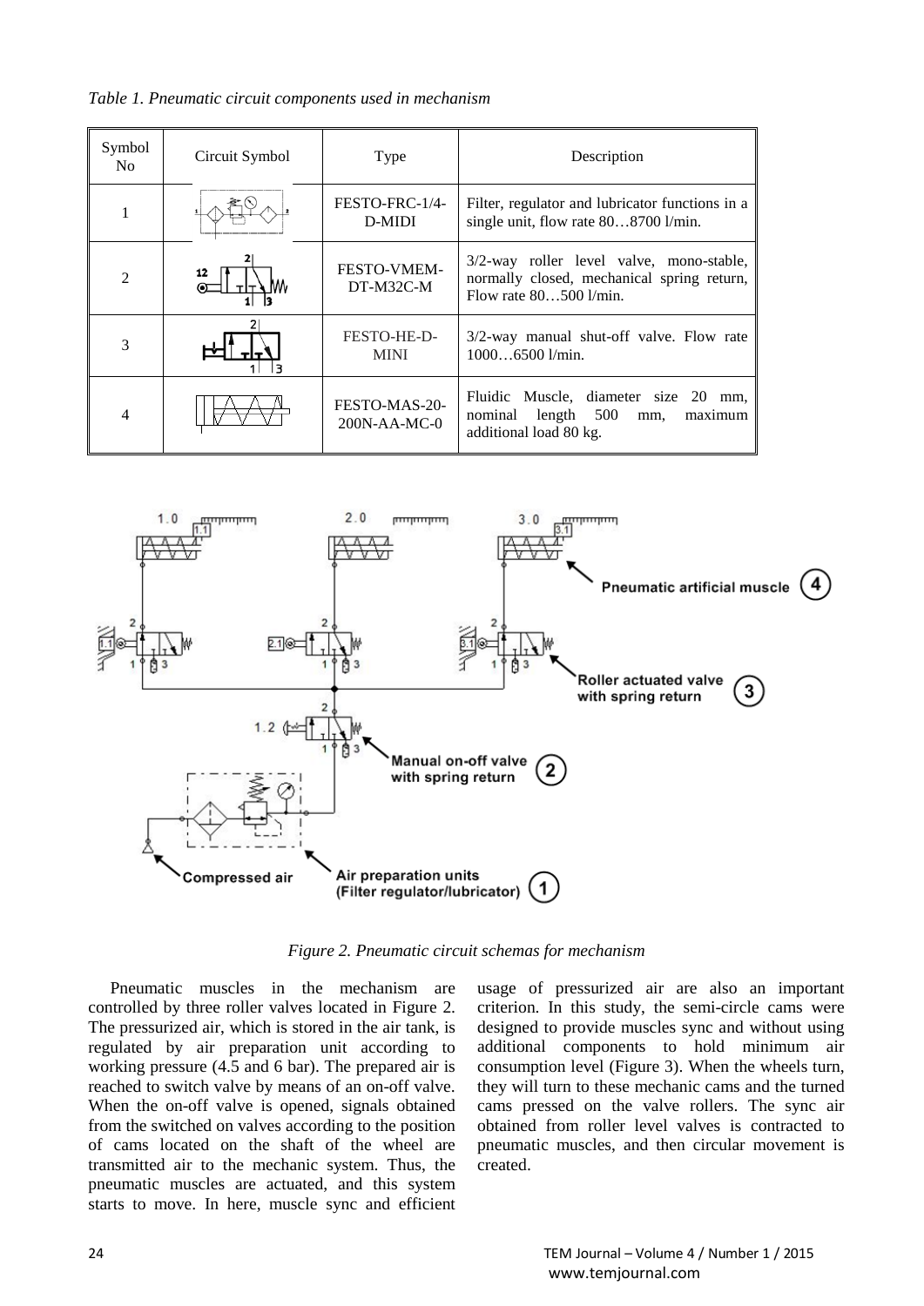*Table 1. Pneumatic circuit components used in mechanism*

| Symbol No | Circuit Symbol | Type | Description |
|---|---|---|---|
| 1 | | FESTO-FRC-1/4-D-MIDI | Filter, regulator and lubricator functions in a single unit, flow rate 80…8700 l/min. |
| 2 | | FESTO-VMEM-DT-M32C-M | 3/2-way roller level valve, mono-stable, normally closed, mechanical spring return, Flow rate 80…500 l/min. |
| 3 | | FESTO-HE-D-MINI | 3/2-way manual shut-off valve. Flow rate 1000…6500 l/min. |
| 4 | | FESTO-MAS-20-200N-AA-MC-0 | Fluidic Muscle, diameter size 20 mm, nominal length 500 mm, maximum additional load 80 kg. |

*Figure 2. Pneumatic circuit schemas for mechanism*

Pneumatic muscles in the mechanism are controlled by three roller valves located in Figure 2. The pressurized air, which is stored in the air tank, is regulated by air preparation unit according to working pressure (4.5 and 6 bar). The prepared air is reached to switch valve by means of an on-off valve. When the on-off valve is opened, signals obtained from the switched on valves according to the position of cams located on the shaft of the wheel are transmitted air to the mechanic system. Thus, the pneumatic muscles are actuated, and this system starts to move. In here, muscle sync and efficient usage of pressurized air are also an important criterion. In this study, the semi-circle cams were designed to provide muscles sync and without using additional components to hold minimum air consumption level (Figure 3). When the wheels turn, they will turn to these mechanic cams and the turned cams pressed on the valve rollers. The sync air obtained from roller level valves is contracted to pneumatic muscles, and then circular movement is created.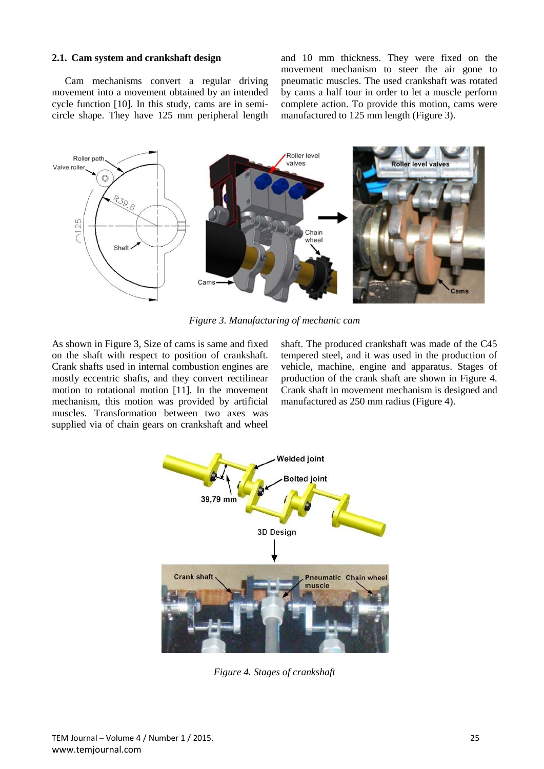### 2.1. Cam system and crankshaft design

Cam mechanisms convert a regular driving movement into a movement obtained by an intended cycle function [10]. In this study, cams are in semi-circle shape. They have 125 mm peripheral length and 10 mm thickness. They were fixed on the movement mechanism to steer the air gone to pneumatic muscles. The used crankshaft was rotated by cams a half tour in order to let a muscle perform complete action. To provide this motion, cams were manufactured to 125 mm length (Figure 3).

*Figure 3. Manufacturing of mechanic cam*

As shown in Figure 3, Size of cams is same and fixed on the shaft with respect to position of crankshaft. Crank shafts used in internal combustion engines are mostly eccentric shafts, and they convert rectilinear motion to rotational motion [11]. In the movement mechanism, this motion was provided by artificial muscles. Transformation between two axes was supplied via of chain gears on crankshaft and wheel shaft. The produced crankshaft was made of the C45 tempered steel, and it was used in the production of vehicle, machine, engine and apparatus. Stages of production of the crank shaft are shown in Figure 4. Crank shaft in movement mechanism is designed and manufactured as 250 mm radius (Figure 4).

*Figure 4. Stages of crankshaft*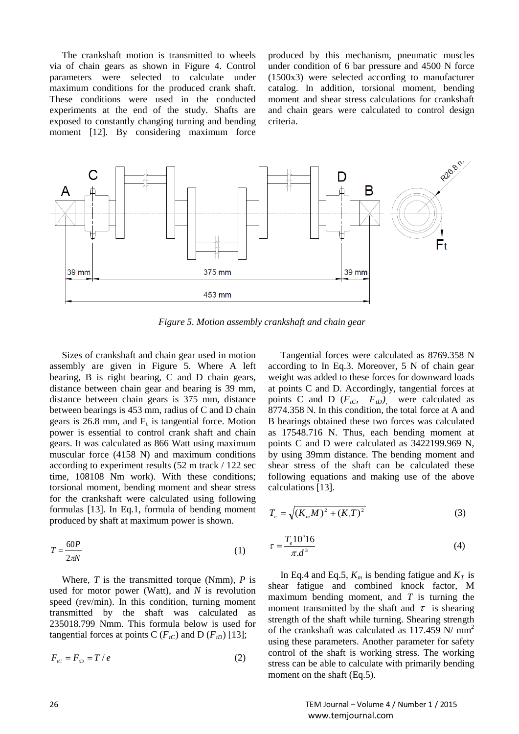The crankshaft motion is transmitted to wheels via of chain gears as shown in Figure 4. Control parameters were selected to calculate under maximum conditions for the produced crank shaft. These conditions were used in the conducted experiments at the end of the study. Shafts are exposed to constantly changing turning and bending moment [12]. By considering maximum force produced by this mechanism, pneumatic muscles under condition of 6 bar pressure and 4500 N force (1500x3) were selected according to manufacturer catalog. In addition, torsional moment, bending moment and shear stress calculations for crankshaft and chain gears were calculated to control design criteria.

*Figure 5. Motion assembly crankshaft and chain gear*

Sizes of crankshaft and chain gear used in motion assembly are given in Figure 5. Where A left bearing, B is right bearing, C and D chain gears, distance between chain gear and bearing is 39 mm, distance between chain gears is 375 mm, distance between bearings is 453 mm, radius of C and D chain gears is 26.8 mm, and $F_t$ is tangential force. Motion power is essential to control crank shaft and chain gears. It was calculated as 866 Watt using maximum muscular force (4158 N) and maximum conditions according to experiment results (52 m track / 122 sec time, 108108 Nm work). With these conditions; torsional moment, bending moment and shear stress for the crankshaft were calculated using following formulas [13]. In Eq.1, formula of bending moment produced by shaft at maximum power is shown.

$$T = \frac{60P}{2\pi N} \tag{1}$$

Where, $T$ is the transmitted torque (Nmm), $P$ is used for motor power (Watt), and $N$ is revolution speed (rev/min). In this condition, turning moment transmitted by the shaft was calculated as 235018.799 Nmm. This formula below is used for tangential forces at points C ($F_{tC}$) and D ($F_{tD}$) [13];

$$F_{tC} = F_{tD} = T / e \tag{2}$$

Tangential forces were calculated as 8769.358 N according to In Eq.3. Moreover, 5 N of chain gear weight was added to these forces for downward loads at points C and D. Accordingly, tangential forces at points C and D ($F_{tC}$, $F_{tD}$), were calculated as 8774.358 N. In this condition, the total force at A and B bearings obtained these two forces was calculated as 17548.716 N. Thus, each bending moment at points C and D were calculated as 3422199.969 N, by using 39mm distance. The bending moment and shear stress of the shaft can be calculated these following equations and making use of the above calculations [13].

$$T_e = \sqrt{(K_m M)^2 + (K_t T)^2} \tag{3}$$

$$\tau = \frac{T_e 10^3 16}{\pi . d^3} \tag{4}$$

In Eq.4 and Eq.5, $K_m$ is bending fatigue and $K_T$ is shear fatigue and combined knock factor, M maximum bending moment, and $T$ is turning the moment transmitted by the shaft and $\tau$ is shearing strength of the shaft while turning. Shearing strength of the crankshaft was calculated as 117.459 N/ mm$^2$ using these parameters. Another parameter for safety control of the shaft is working stress. The working stress can be able to calculate with primarily bending moment on the shaft (Eq.5).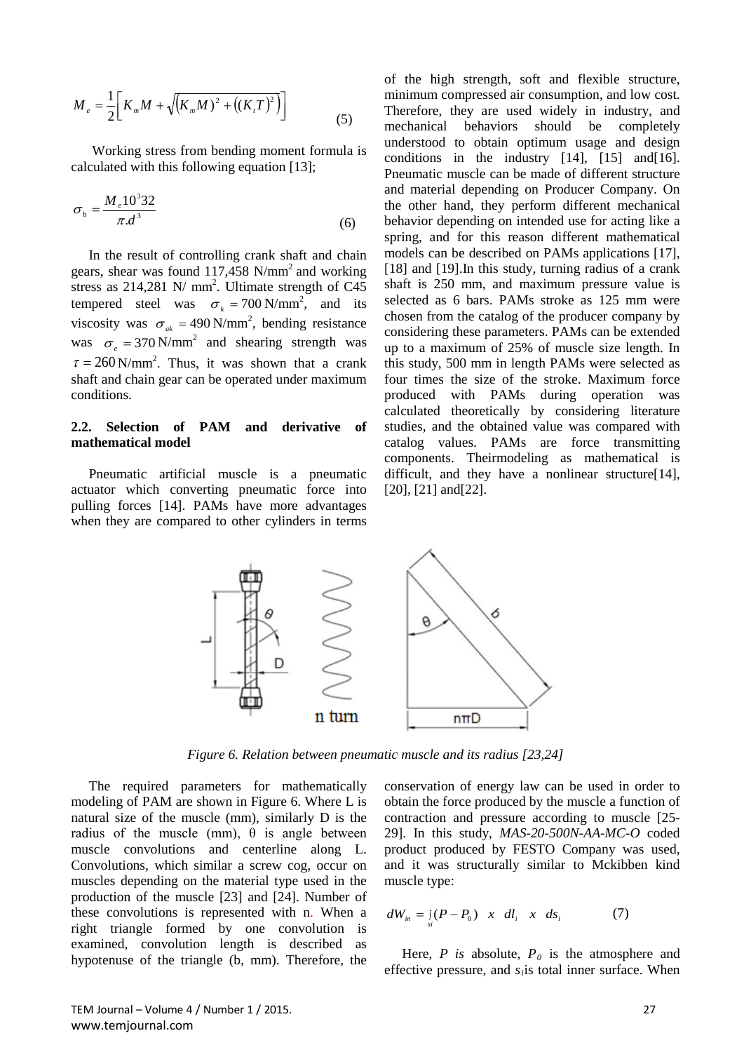$$M_e = \frac{1}{2}\left[K_m M + \sqrt{\left((K_m M)^2 + \left((K_t T)^2\right)\right)}\right] \tag{5}$$

Working stress from bending moment formula is calculated with this following equation [13];

$$\sigma_b = \frac{M_e 10^3 32}{\pi . d^3} \tag{6}$$

In the result of controlling crank shaft and chain gears, shear was found 117,458 N/mm$^2$ and working stress as 214,281 N/ mm$^2$. Ultimate strength of C45 tempered steel was $\sigma_k = 700$ N/mm$^2$, and its viscosity was $\sigma_{ak} = 490$ N/mm$^2$, bending resistance was $\sigma_e = 370$ N/mm$^2$ and shearing strength was $\tau = 260$ N/mm$^2$. Thus, it was shown that a crank shaft and chain gear can be operated under maximum conditions.

### 2.2. Selection of PAM and derivative of mathematical model

Pneumatic artificial muscle is a pneumatic actuator which converting pneumatic force into pulling forces [14]. PAMs have more advantages when they are compared to other cylinders in terms of the high strength, soft and flexible structure, minimum compressed air consumption, and low cost. Therefore, they are used widely in industry, and mechanical behaviors should be completely understood to obtain optimum usage and design conditions in the industry [14], [15] and[16]. Pneumatic muscle can be made of different structure and material depending on Producer Company. On the other hand, they perform different mechanical behavior depending on intended use for acting like a spring, and for this reason different mathematical models can be described on PAMs applications [17], [18] and [19].In this study, turning radius of a crank shaft is 250 mm, and maximum pressure value is selected as 6 bars. PAMs stroke as 125 mm were chosen from the catalog of the producer company by considering these parameters. PAMs can be extended up to a maximum of 25% of muscle size length. In this study, 500 mm in length PAMs were selected as four times the size of the stroke. Maximum force produced with PAMs during operation was calculated theoretically by considering literature studies, and the obtained value was compared with catalog values. PAMs are force transmitting components. Theirmodeling as mathematical is difficult, and they have a nonlinear structure[14], [20], [21] and[22].

*Figure 6. Relation between pneumatic muscle and its radius [23,24]*

The required parameters for mathematically modeling of PAM are shown in Figure 6. Where L is natural size of the muscle (mm), similarly D is the radius of the muscle (mm), θ is angle between muscle convolutions and centerline along L. Convolutions, which similar a screw cog, occur on muscles depending on the material type used in the production of the muscle [23] and [24]. Number of these convolutions is represented with n. When a right triangle formed by one convolution is examined, convolution length is described as hypotenuse of the triangle (b, mm). Therefore, the conservation of energy law can be used in order to obtain the force produced by the muscle a function of contraction and pressure according to muscle [25-29]. In this study, *MAS-20-500N-AA-MC-O* coded product produced by FESTO Company was used, and it was structurally similar to Mckibben kind muscle type:

$$dW_{in} = \int_{si} (P - P_0) \;\; x \;\; dl_i \;\; x \;\; ds_i \tag{7}$$

Here, $P$ *is* absolute, $P_0$ is the atmosphere and effective pressure, and $s_i$is total inner surface. When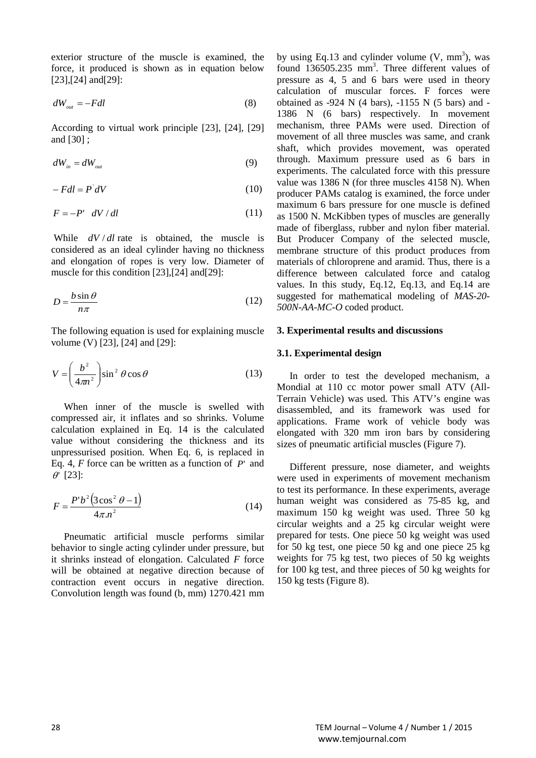exterior structure of the muscle is examined, the force, it produced is shown as in equation below [23],[24] and[29]:

$$dW_{out} = -Fdl \tag{8}$$

According to virtual work principle [23], [24], [29] and [30] ;

$$dW_{in} = dW_{out} \tag{9}$$

$$-Fdl = P^{'}dV \tag{10}$$

$$F = -P' \ \ dV / dl \tag{11}$$

While $dV/dl$ rate is obtained, the muscle is considered as an ideal cylinder having no thickness and elongation of ropes is very low. Diameter of muscle for this condition [23],[24] and[29]:

$$D = \frac{b \sin\theta}{n\pi} \tag{12}$$

The following equation is used for explaining muscle volume (V) [23], [24] and [29]:

$$V = \left(\frac{b^2}{4\pi n^2}\right)\sin^2\theta\cos\theta \tag{13}$$

When inner of the muscle is swelled with compressed air, it inflates and so shrinks. Volume calculation explained in Eq. 14 is the calculated value without considering the thickness and its unpressurised position. When Eq. 6, is replaced in Eq. 4, *F* force can be written as a function of $P'$ and $\theta'$ [23]:

$$F = \frac{P' b^2 \left(3\cos^2\theta - 1\right)}{4\pi . n^2} \tag{14}$$

Pneumatic artificial muscle performs similar behavior to single acting cylinder under pressure, but it shrinks instead of elongation. Calculated *F* force will be obtained at negative direction because of contraction event occurs in negative direction. Convolution length was found (b, mm) 1270.421 mm by using Eq.13 and cylinder volume (V, $mm^3$), was found 136505.235 $mm^3$. Three different values of pressure as 4, 5 and 6 bars were used in theory calculation of muscular forces. F forces were obtained as -924 N (4 bars), -1155 N (5 bars) and -1386 N (6 bars) respectively. In movement mechanism, three PAMs were used. Direction of movement of all three muscles was same, and crank shaft, which provides movement, was operated through. Maximum pressure used as 6 bars in experiments. The calculated force with this pressure value was 1386 N (for three muscles 4158 N). When producer PAMs catalog is examined, the force under maximum 6 bars pressure for one muscle is defined as 1500 N. McKibben types of muscles are generally made of fiberglass, rubber and nylon fiber material. But Producer Company of the selected muscle, membrane structure of this product produces from materials of chloroprene and aramid. Thus, there is a difference between calculated force and catalog values. In this study, Eq.12, Eq.13, and Eq.14 are suggested for mathematical modeling of *MAS-20-500N-AA-MC-O* coded product.

## 3. Experimental results and discussions

### 3.1. Experimental design

In order to test the developed mechanism, a Mondial at 110 cc motor power small ATV (All-Terrain Vehicle) was used. This ATV's engine was disassembled, and its framework was used for applications. Frame work of vehicle body was elongated with 320 mm iron bars by considering sizes of pneumatic artificial muscles (Figure 7).

Different pressure, nose diameter, and weights were used in experiments of movement mechanism to test its performance. In these experiments, average human weight was considered as 75-85 kg, and maximum 150 kg weight was used. Three 50 kg circular weights and a 25 kg circular weight were prepared for tests. One piece 50 kg weight was used for 50 kg test, one piece 50 kg and one piece 25 kg weights for 75 kg test, two pieces of 50 kg weights for 100 kg test, and three pieces of 50 kg weights for 150 kg tests (Figure 8).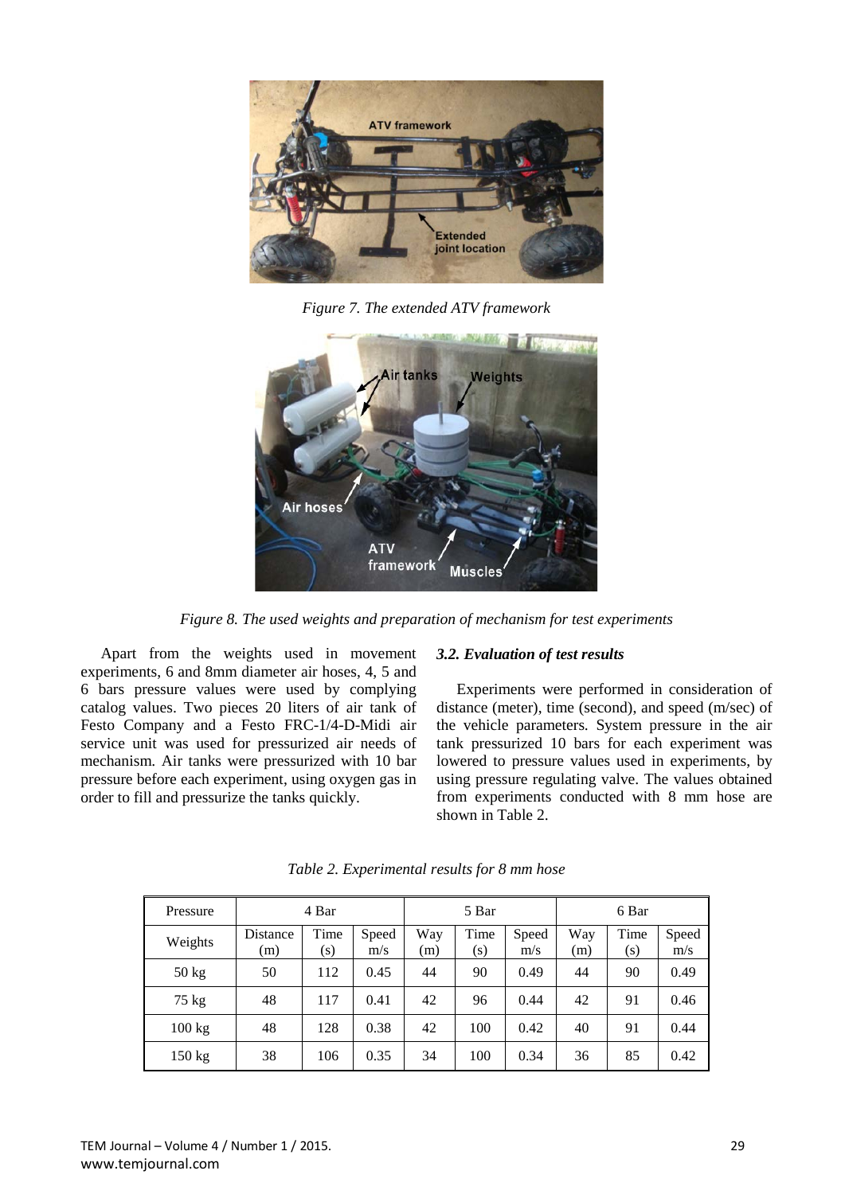*Figure 7. The extended ATV framework*

*Figure 8. The used weights and preparation of mechanism for test experiments*

Apart from the weights used in movement experiments, 6 and 8mm diameter air hoses, 4, 5 and 6 bars pressure values were used by complying catalog values. Two pieces 20 liters of air tank of Festo Company and a Festo FRC-1/4-D-Midi air service unit was used for pressurized air needs of mechanism. Air tanks were pressurized with 10 bar pressure before each experiment, using oxygen gas in order to fill and pressurize the tanks quickly.

### *3.2. Evaluation of test results*

Experiments were performed in consideration of distance (meter), time (second), and speed (m/sec) of the vehicle parameters. System pressure in the air tank pressurized 10 bars for each experiment was lowered to pressure values used in experiments, by using pressure regulating valve. The values obtained from experiments conducted with 8 mm hose are shown in Table 2.

*Table 2. Experimental results for 8 mm hose*

| Pressure | 4 Bar | | | 5 Bar | | | 6 Bar | | |
|---|---|---|---|---|---|---|---|---|---|
| Weights | Distance (m) | Time (s) | Speed m/s | Way (m) | Time (s) | Speed m/s | Way (m) | Time (s) | Speed m/s |
| 50 kg | 50 | 112 | 0.45 | 44 | 90 | 0.49 | 44 | 90 | 0.49 |
| 75 kg | 48 | 117 | 0.41 | 42 | 96 | 0.44 | 42 | 91 | 0.46 |
| 100 kg | 48 | 128 | 0.38 | 42 | 100 | 0.42 | 40 | 91 | 0.44 |
| 150 kg | 38 | 106 | 0.35 | 34 | 100 | 0.34 | 36 | 85 | 0.42 |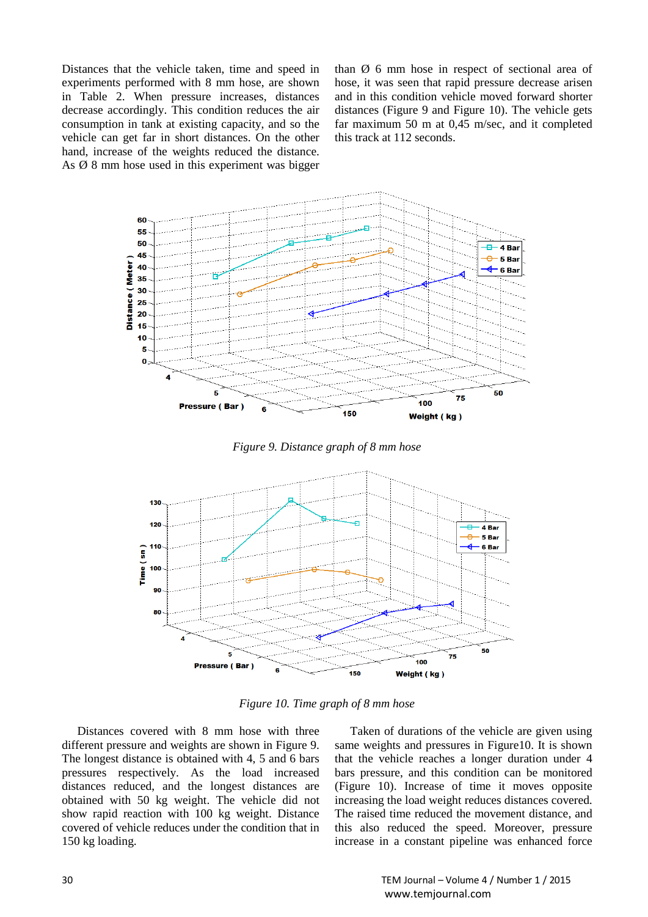Distances that the vehicle taken, time and speed in experiments performed with 8 mm hose, are shown in Table 2. When pressure increases, distances decrease accordingly. This condition reduces the air consumption in tank at existing capacity, and so the vehicle can get far in short distances. On the other hand, increase of the weights reduced the distance. As Ø 8 mm hose used in this experiment was bigger than Ø 6 mm hose in respect of sectional area of hose, it was seen that rapid pressure decrease arisen and in this condition vehicle moved forward shorter distances (Figure 9 and Figure 10). The vehicle gets far maximum 50 m at 0,45 m/sec, and it completed this track at 112 seconds.

*Figure 9. Distance graph of 8 mm hose*

*Figure 10. Time graph of 8 mm hose*

Distances covered with 8 mm hose with three different pressure and weights are shown in Figure 9. The longest distance is obtained with 4, 5 and 6 bars pressures respectively. As the load increased distances reduced, and the longest distances are obtained with 50 kg weight. The vehicle did not show rapid reaction with 100 kg weight. Distance covered of vehicle reduces under the condition that in 150 kg loading.

Taken of durations of the vehicle are given using same weights and pressures in Figure10. It is shown that the vehicle reaches a longer duration under 4 bars pressure, and this condition can be monitored (Figure 10). Increase of time it moves opposite increasing the load weight reduces distances covered. The raised time reduced the movement distance, and this also reduced the speed. Moreover, pressure increase in a constant pipeline was enhanced force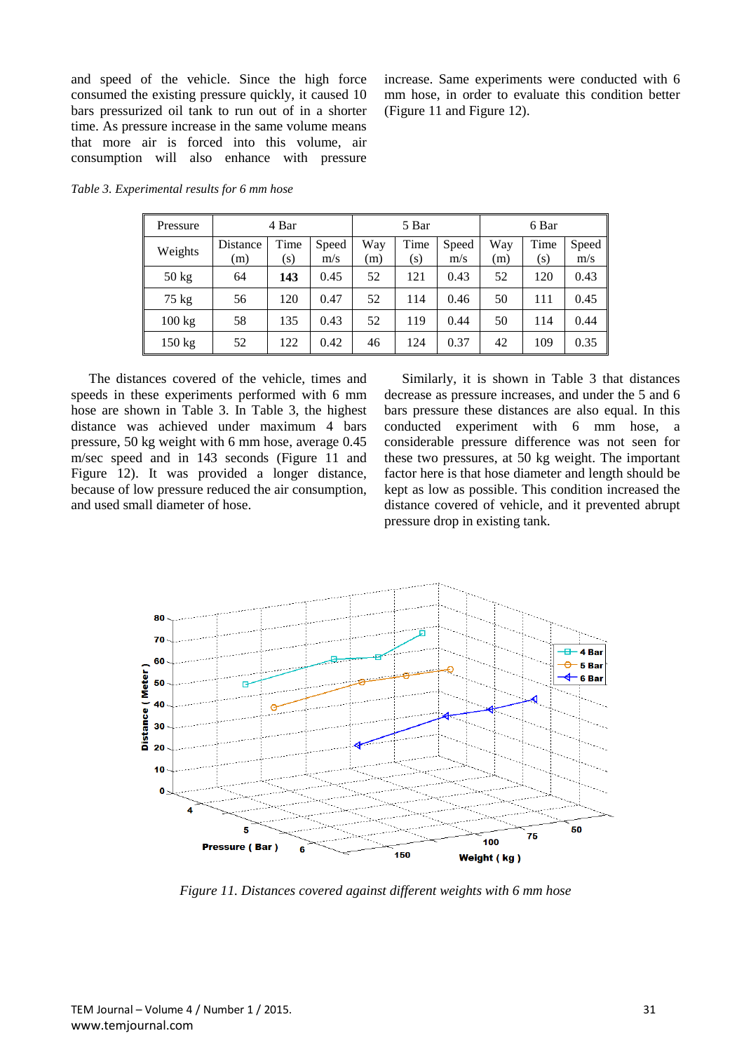and speed of the vehicle. Since the high force consumed the existing pressure quickly, it caused 10 bars pressurized oil tank to run out of in a shorter time. As pressure increase in the same volume means that more air is forced into this volume, air consumption will also enhance with pressure increase. Same experiments were conducted with 6 mm hose, in order to evaluate this condition better (Figure 11 and Figure 12).

*Table 3. Experimental results for 6 mm hose*

| Pressure | 4 Bar | | | 5 Bar | | | 6 Bar | | |
|---|---|---|---|---|---|---|---|---|---|
| Weights | Distance (m) | Time (s) | Speed m/s | Way (m) | Time (s) | Speed m/s | Way (m) | Time (s) | Speed m/s |
| 50 kg | 64 | **143** | 0.45 | 52 | 121 | 0.43 | 52 | 120 | 0.43 |
| 75 kg | 56 | 120 | 0.47 | 52 | 114 | 0.46 | 50 | 111 | 0.45 |
| 100 kg | 58 | 135 | 0.43 | 52 | 119 | 0.44 | 50 | 114 | 0.44 |
| 150 kg | 52 | 122 | 0.42 | 46 | 124 | 0.37 | 42 | 109 | 0.35 |

The distances covered of the vehicle, times and speeds in these experiments performed with 6 mm hose are shown in Table 3. In Table 3, the highest distance was achieved under maximum 4 bars pressure, 50 kg weight with 6 mm hose, average 0.45 m/sec speed and in 143 seconds (Figure 11 and Figure 12). It was provided a longer distance, because of low pressure reduced the air consumption, and used small diameter of hose.

Similarly, it is shown in Table 3 that distances decrease as pressure increases, and under the 5 and 6 bars pressure these distances are also equal. In this conducted experiment with 6 mm hose, a considerable pressure difference was not seen for these two pressures, at 50 kg weight. The important factor here is that hose diameter and length should be kept as low as possible. This condition increased the distance covered of vehicle, and it prevented abrupt pressure drop in existing tank.

*Figure 11. Distances covered against different weights with 6 mm hose*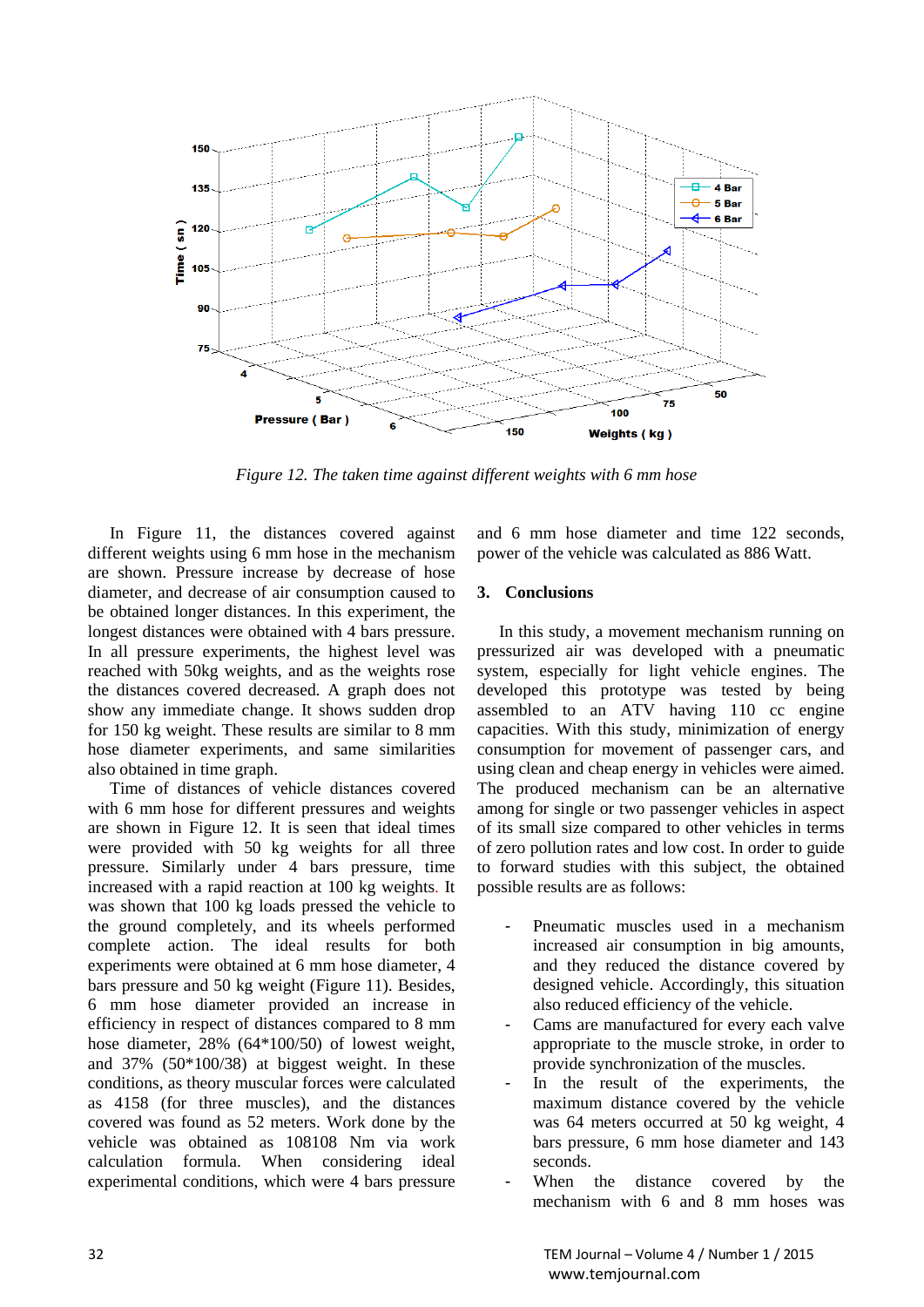*Figure 12. The taken time against different weights with 6 mm hose*

In Figure 11, the distances covered against different weights using 6 mm hose in the mechanism are shown. Pressure increase by decrease of hose diameter, and decrease of air consumption caused to be obtained longer distances. In this experiment, the longest distances were obtained with 4 bars pressure. In all pressure experiments, the highest level was reached with 50kg weights, and as the weights rose the distances covered decreased. A graph does not show any immediate change. It shows sudden drop for 150 kg weight. These results are similar to 8 mm hose diameter experiments, and same similarities also obtained in time graph.

Time of distances of vehicle distances covered with 6 mm hose for different pressures and weights are shown in Figure 12. It is seen that ideal times were provided with 50 kg weights for all three pressure. Similarly under 4 bars pressure, time increased with a rapid reaction at 100 kg weights. It was shown that 100 kg loads pressed the vehicle to the ground completely, and its wheels performed complete action. The ideal results for both experiments were obtained at 6 mm hose diameter, 4 bars pressure and 50 kg weight (Figure 11). Besides, 6 mm hose diameter provided an increase in efficiency in respect of distances compared to 8 mm hose diameter, 28% (64*100/50) of lowest weight, and 37% (50*100/38) at biggest weight. In these conditions, as theory muscular forces were calculated as 4158 (for three muscles), and the distances covered was found as 52 meters. Work done by the vehicle was obtained as 108108 Nm via work calculation formula. When considering ideal experimental conditions, which were 4 bars pressure and 6 mm hose diameter and time 122 seconds, power of the vehicle was calculated as 886 Watt.

## 3. Conclusions

In this study, a movement mechanism running on pressurized air was developed with a pneumatic system, especially for light vehicle engines. The developed this prototype was tested by being assembled to an ATV having 110 cc engine capacities. With this study, minimization of energy consumption for movement of passenger cars, and using clean and cheap energy in vehicles were aimed. The produced mechanism can be an alternative among for single or two passenger vehicles in aspect of its small size compared to other vehicles in terms of zero pollution rates and low cost. In order to guide to forward studies with this subject, the obtained possible results are as follows:

- Pneumatic muscles used in a mechanism increased air consumption in big amounts, and they reduced the distance covered by designed vehicle. Accordingly, this situation also reduced efficiency of the vehicle.
- Cams are manufactured for every each valve appropriate to the muscle stroke, in order to provide synchronization of the muscles.
- In the result of the experiments, the maximum distance covered by the vehicle was 64 meters occurred at 50 kg weight, 4 bars pressure, 6 mm hose diameter and 143 seconds.
- When the distance covered by the mechanism with 6 and 8 mm hoses was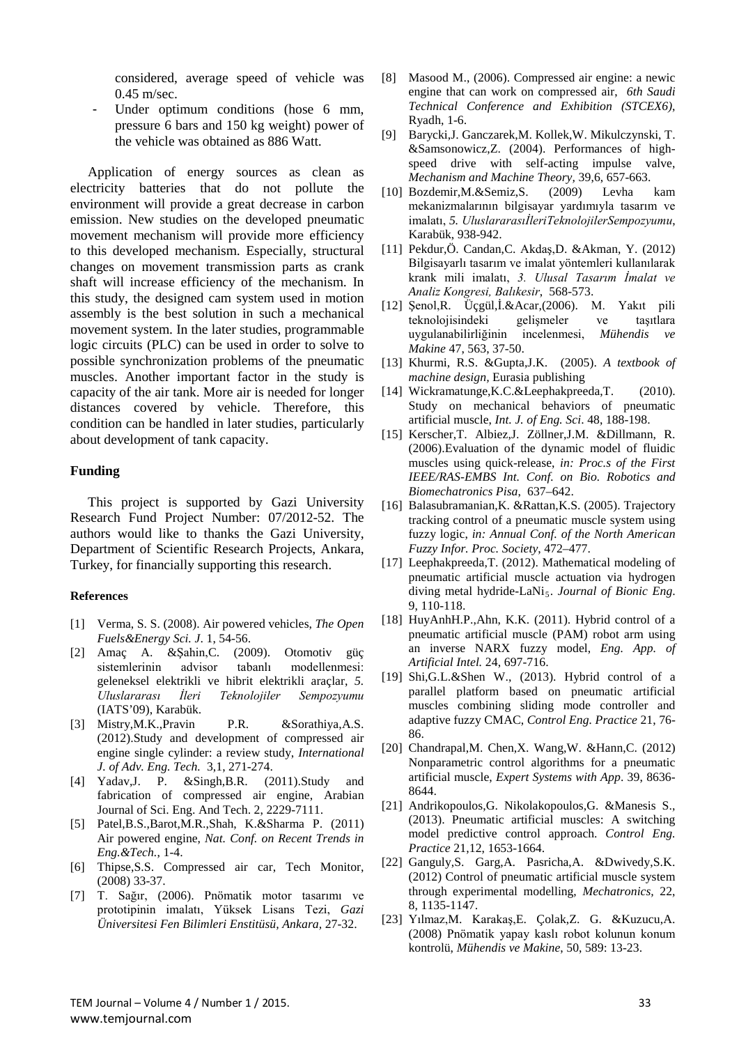considered, average speed of vehicle was 0.45 m/sec.

- Under optimum conditions (hose 6 mm, pressure 6 bars and 150 kg weight) power of the vehicle was obtained as 886 Watt.

Application of energy sources as clean as electricity batteries that do not pollute the environment will provide a great decrease in carbon emission. New studies on the developed pneumatic movement mechanism will provide more efficiency to this developed mechanism. Especially, structural changes on movement transmission parts as crank shaft will increase efficiency of the mechanism. In this study, the designed cam system used in motion assembly is the best solution in such a mechanical movement system. In the later studies, programmable logic circuits (PLC) can be used in order to solve to possible synchronization problems of the pneumatic muscles. Another important factor in the study is capacity of the air tank. More air is needed for longer distances covered by vehicle. Therefore, this condition can be handled in later studies, particularly about development of tank capacity.

## Funding

This project is supported by Gazi University Research Fund Project Number: 07/2012-52. The authors would like to thanks the Gazi University, Department of Scientific Research Projects, Ankara, Turkey, for financially supporting this research.

### References

[1] Verma, S. S. (2008). Air powered vehicles, *The Open Fuels&Energy Sci. J*. 1, 54-56.

[2] Amaç A. &Şahin,C. (2009). Otomotiv güç sistemlerinin advisor tabanlı modellenmesi: geleneksel elektrikli ve hibrit elektrikli araçlar, *5. Uluslararası İleri Teknolojiler Sempozyumu* (IATS'09), Karabük.

[3] Mistry,M.K.,Pravin P.R. &Sorathiya,A.S. (2012).Study and development of compressed air engine single cylinder: a review study, *International J. of Adv. Eng. Tech.* 3,1, 271-274.

[4] Yadav,J. P. &Singh,B.R. (2011).Study and fabrication of compressed air engine, Arabian Journal of Sci. Eng. And Tech. 2, 2229-7111.

[5] Patel,B.S.,Barot,M.R.,Shah, K.&Sharma P. (2011) Air powered engine, *Nat. Conf. on Recent Trends in Eng.&Tech.*, 1-4.

[6] Thipse,S.S. Compressed air car, Tech Monitor, (2008) 33-37.

[7] T. Sağır, (2006). Pnömatik motor tasarımı ve prototipinin imalatı, Yüksek Lisans Tezi, *Gazi Üniversitesi Fen Bilimleri Enstitüsü, Ankara,* 27-32.

[8] Masood M., (2006). Compressed air engine: a newic engine that can work on compressed air, *6th Saudi Technical Conference and Exhibition (STCEX6)*, Ryadh, 1-6.

[9] Barycki,J. Ganczarek,M. Kollek,W. Mikulczynski, T. &Samsonowicz,Z. (2004). Performances of high-speed drive with self-acting impulse valve, *Mechanism and Machine Theory*, 39,6, 657-663.

[10] Bozdemir,M.&Semiz,S. (2009) Levha kam mekanizmalarının bilgisayar yardımıyla tasarım ve imalatı, *5. UluslararasıİleriTeknolojilerSempozyumu*, Karabük, 938-942.

[11] Pekdur,Ö. Candan,C. Akdaş,D. &Akman, Y. (2012) Bilgisayarlı tasarım ve imalat yöntemleri kullanılarak krank mili imalatı, *3. Ulusal Tasarım İmalat ve Analiz Kongresi, Balıkesir*, 568-573.

[12] Şenol,R. Üçgül,İ.&Acar,(2006). M. Yakıt pili teknolojisindeki gelişmeler ve taşıtlara uygulanabilirliğinin incelenmesi, *Mühendis ve Makine* 47, 563, 37-50.

[13] Khurmi, R.S. &Gupta,J.K. (2005). *A textbook of machine design*, Eurasia publishing

[14] Wickramatunge,K.C.&Leephakpreeda,T. (2010). Study on mechanical behaviors of pneumatic artificial muscle, *Int. J. of Eng. Sci*. 48, 188-198.

[15] Kerscher,T. Albiez,J. Zöllner,J.M. &Dillmann, R. (2006).Evaluation of the dynamic model of fluidic muscles using quick-release, *in: Proc.s of the First IEEE/RAS-EMBS Int. Conf. on Bio. Robotics and Biomechatronics Pisa*, 637–642.

[16] Balasubramanian,K. &Rattan,K.S. (2005). Trajectory tracking control of a pneumatic muscle system using fuzzy logic, *in: Annual Conf. of the North American Fuzzy Infor. Proc. Society*, 472–477.

[17] Leephakpreeda,T. (2012). Mathematical modeling of pneumatic artificial muscle actuation via hydrogen diving metal hydride-$LaNi_5$. *Journal of Bionic Eng*. 9, 110-118.

[18] HuyAnhH.P.,Ahn, K.K. (2011). Hybrid control of a pneumatic artificial muscle (PAM) robot arm using an inverse NARX fuzzy model, *Eng. App. of Artificial Intel.* 24, 697-716.

[19] Shi,G.L.&Shen W., (2013). Hybrid control of a parallel platform based on pneumatic artificial muscles combining sliding mode controller and adaptive fuzzy CMAC, *Control Eng. Practice* 21, 76-86.

[20] Chandrapal,M. Chen,X. Wang,W. &Hann,C. (2012) Nonparametric control algorithms for a pneumatic artificial muscle, *Expert Systems with App*. 39, 8636-8644.

[21] Andrikopoulos,G. Nikolakopoulos,G. &Manesis S., (2013). Pneumatic artificial muscles: A switching model predictive control approach. *Control Eng. Practice* 21,12, 1653-1664.

[22] Ganguly,S. Garg,A. Pasricha,A. &Dwivedy,S.K. (2012) Control of pneumatic artificial muscle system through experimental modelling, *Mechatronics*, 22, 8, 1135-1147.

[23] Yılmaz,M. Karakaş,E. Çolak,Z. G. &Kuzucu,A. (2008) Pnömatik yapay kaslı robot kolunun konum kontrolü, *Mühendis ve Makine*, 50, 589: 13-23.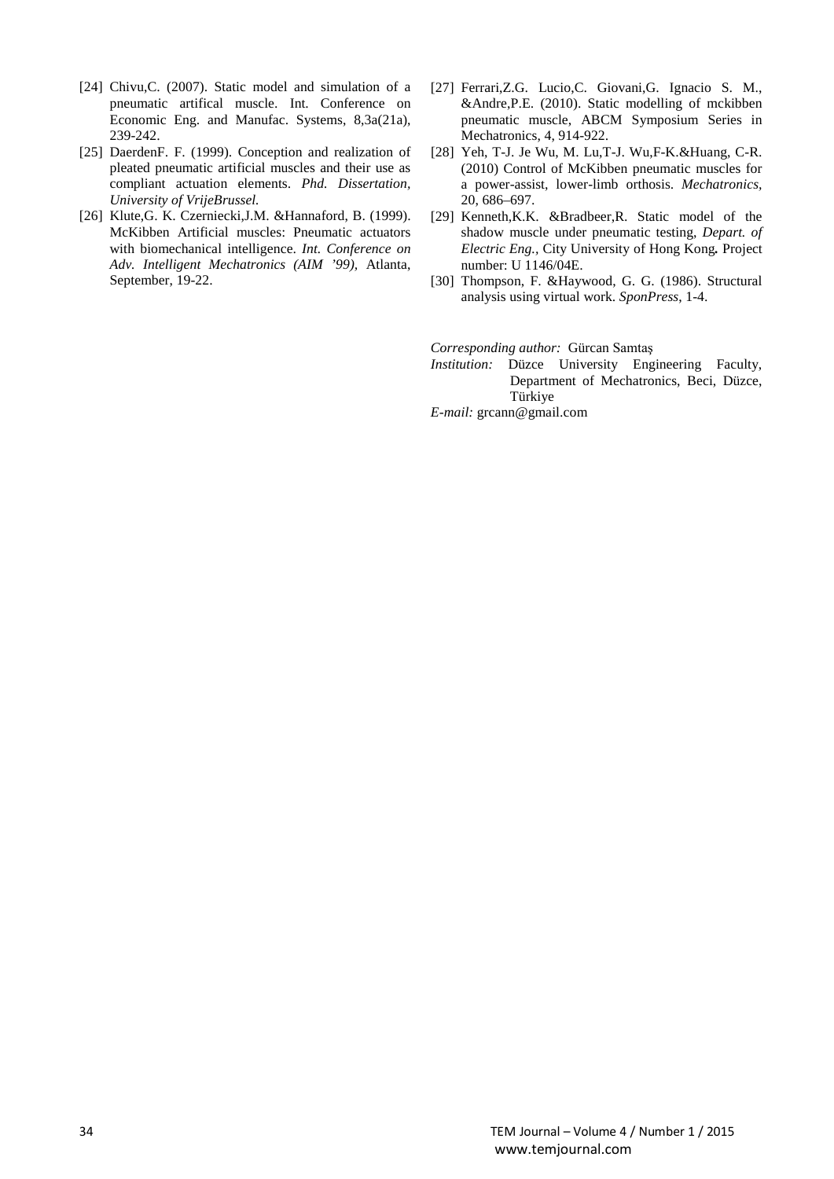[24] Chivu,C. (2007). Static model and simulation of a pneumatic artifical muscle. Int. Conference on Economic Eng. and Manufac. Systems, 8,3a(21a), 239-242.

[25] DaerdenF. F. (1999). Conception and realization of pleated pneumatic artificial muscles and their use as compliant actuation elements. *Phd. Dissertation, University of VrijeBrussel.*

[26] Klute,G. K. Czerniecki,J.M. &Hannaford, B. (1999). McKibben Artificial muscles: Pneumatic actuators with biomechanical intelligence. *Int. Conference on Adv. Intelligent Mechatronics (AIM '99),* Atlanta, September, 19-22.

[27] Ferrari,Z.G. Lucio,C. Giovani,G. Ignacio S. M., &Andre,P.E. (2010). Static modelling of mckibben pneumatic muscle, ABCM Symposium Series in Mechatronics, 4, 914-922.

[28] Yeh, T-J. Je Wu, M. Lu,T-J. Wu,F-K.&Huang, C-R. (2010) Control of McKibben pneumatic muscles for a power-assist, lower-limb orthosis. *Mechatronics*, 20, 686–697.

[29] Kenneth,K.K. &Bradbeer,R. Static model of the shadow muscle under pneumatic testing, *Depart. of Electric Eng.*, City University of Hong Kong**.** Project number: U 1146/04E.

[30] Thompson, F. &Haywood, G. G. (1986). Structural analysis using virtual work. *SponPress*, 1-4.

*Corresponding author:* Gürcan Samtaş
*Institution:* Düzce University Engineering Faculty, Department of Mechatronics, Beci, Düzce, Türkiye
*E-mail:* grcann@gmail.com